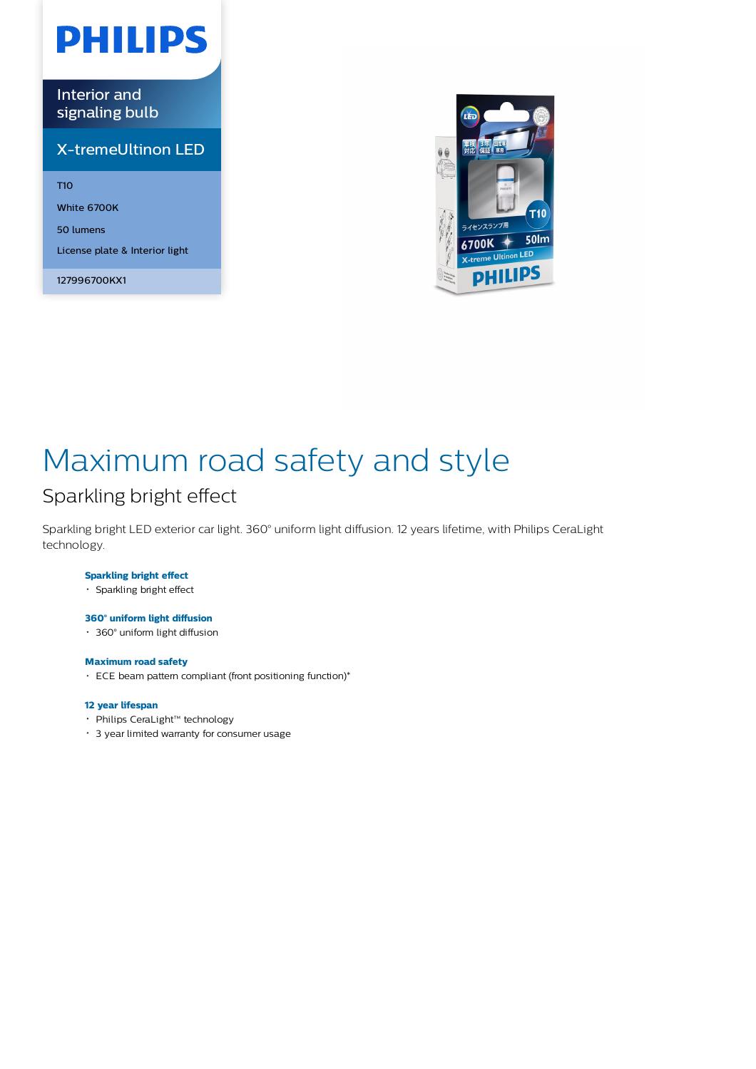PHILIPS

Interior and signaling bulb

X-tremeUltinon LED

T10

White 6700K

50 lumens

License plate & Interior light

127996700KX1

# Maximum road safety and style

## Sparkling bright effect

Sparkling bright LED exterior car light. 360° uniform light diffusion. 12 years lifetime, with Philips CeraLight technology.

**Sparkling bright effect**

- Sparkling bright effect

**360° uniform light diffusion**

- 360° uniform light diffusion

**Maximum road safety**

- ECE beam pattern compliant (front positioning function)*

**12 year lifespan**

- Philips CeraLight™ technology
- 3 year limited warranty for consumer usage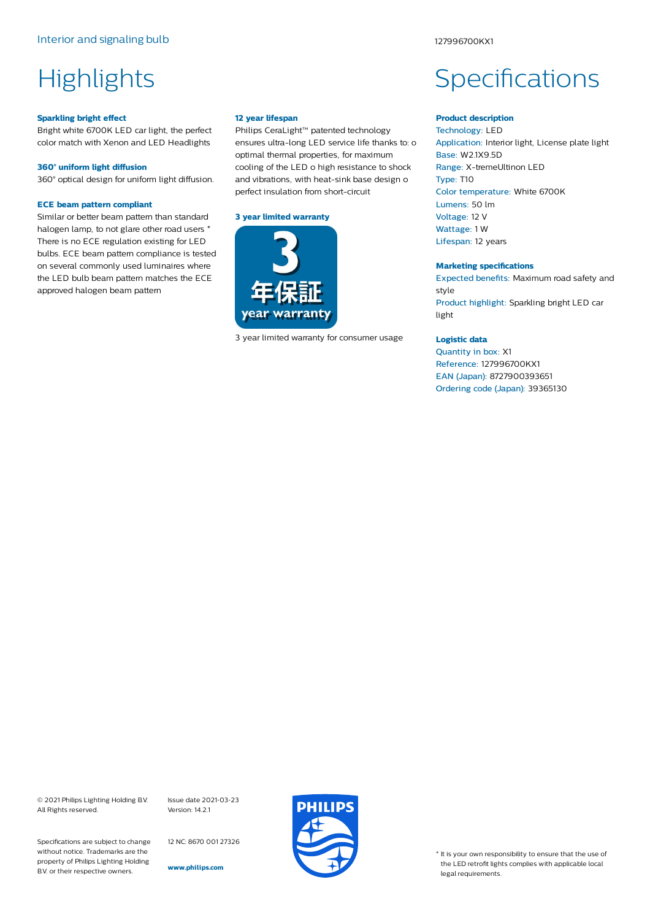Interior and signaling bulb

127996700KX1

# Highlights

### Sparkling bright effect

Bright white 6700K LED car light, the perfect color match with Xenon and LED Headlights

### 360° uniform light diffusion

360° optical design for uniform light diffusion.

### ECE beam pattern compliant

Similar or better beam pattern than standard halogen lamp, to not glare other road users * There is no ECE regulation existing for LED bulbs. ECE beam pattern compliance is tested on several commonly used luminaires where the LED bulb beam pattern matches the ECE approved halogen beam pattern

### 12 year lifespan

Philips CeraLight™ patented technology ensures ultra-long LED service life thanks to: o optimal thermal properties, for maximum cooling of the LED o high resistance to shock and vibrations, with heat-sink base design o perfect insulation from short-circuit

### 3 year limited warranty

3
年保証
year warranty

3 year limited warranty for consumer usage

# Specifications

### Product description

- Technology: LED
- Application: Interior light, License plate light
- Base: W2.1X9.5D
- Range: X-tremeUltinon LED
- Type: T10
- Color temperature: White 6700K
- Lumens: 50 lm
- Voltage: 12 V
- Wattage: 1 W
- Lifespan: 12 years

### Marketing specifications

- Expected benefits: Maximum road safety and style
- Product highlight: Sparkling bright LED car light

### Logistic data

- Quantity in box: X1
- Reference: 127996700KX1
- EAN (Japan): 8727900393651
- Ordering code (Japan): 39365130

© 2021 Philips Lighting Holding B.V.
All Rights reserved.

Specifications are subject to change without notice. Trademarks are the property of Philips Lighting Holding B.V. or their respective owners.

Issue date 2021-03-23
Version: 14.2.1

12 NC: 8670 001 27326

www.philips.com

PHILIPS

* It is your own responsibility to ensure that the use of the LED retrofit lights complies with applicable local legal requirements.